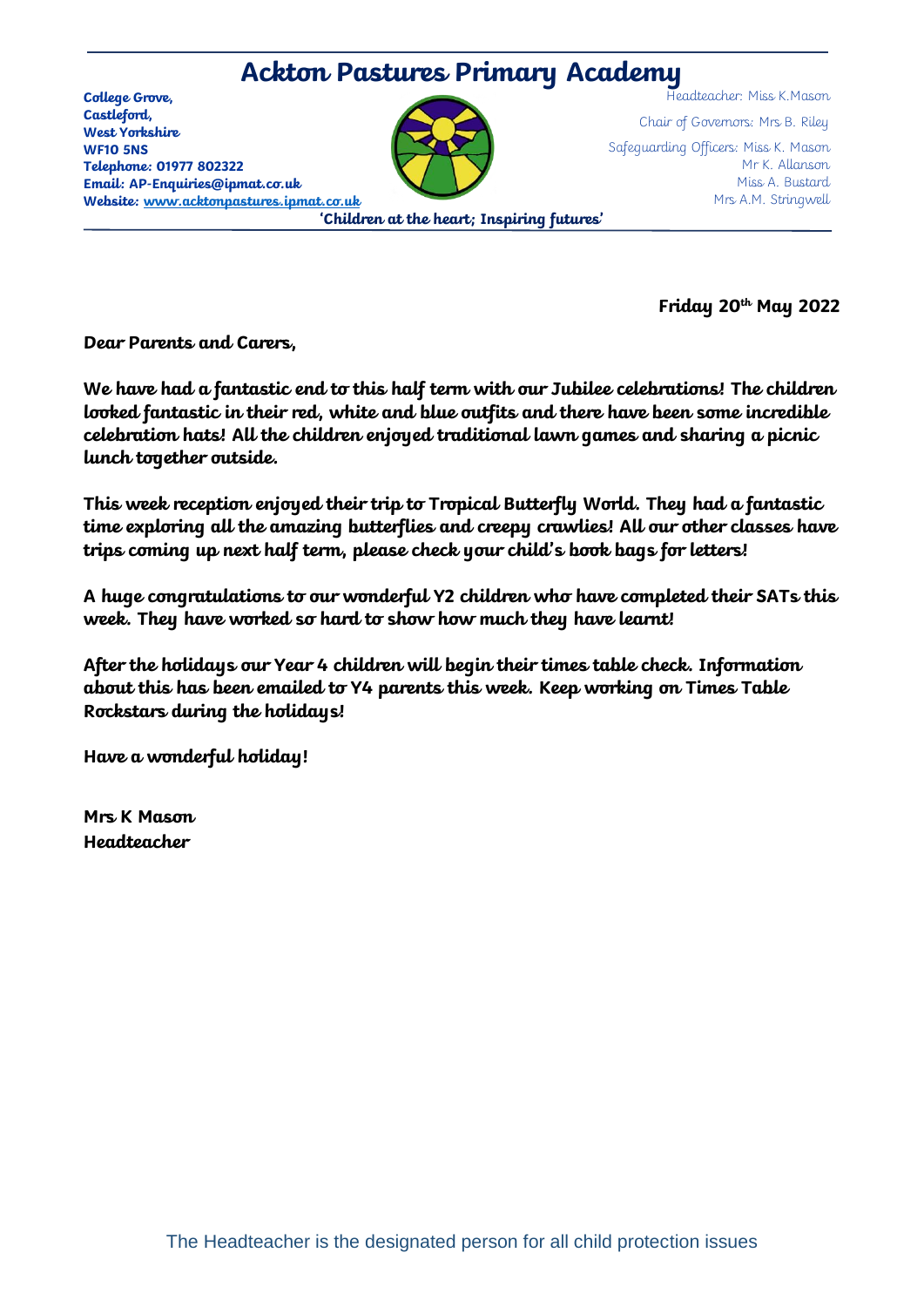# Ackton Pastures Primary Academy

**College Grove,**
**Castleford,**
**West Yorkshire**
**WF10 5NS**
**Telephone: 01977 802322**
**Email: AP-Enquiries@ipmat.co.uk**
**Website: www.acktonpastures.ipmat.co.uk**

Headteacher: Miss K.Mason
Chair of Governors: Mrs B. Riley
Safeguarding Officers: Miss K. Mason
Mr K. Allanson
Miss A. Bustard
Mrs A.M. Stringwell

**'Children at the heart; Inspiring futures'**

**Friday 20th May 2022**

**Dear Parents and Carers,**

**We have had a fantastic end to this half term with our Jubilee celebrations! The children looked fantastic in their red, white and blue outfits and there have been some incredible celebration hats! All the children enjoyed traditional lawn games and sharing a picnic lunch together outside.**

**This week reception enjoyed their trip to Tropical Butterfly World. They had a fantastic time exploring all the amazing butterflies and creepy crawlies! All our other classes have trips coming up next half term, please check your child's book bags for letters!**

**A huge congratulations to our wonderful Y2 children who have completed their SATs this week. They have worked so hard to show how much they have learnt!**

**After the holidays our Year 4 children will begin their times table check. Information about this has been emailed to Y4 parents this week. Keep working on Times Table Rockstars during the holidays!**

**Have a wonderful holiday!**

**Mrs K Mason**
**Headteacher**

The Headteacher is the designated person for all child protection issues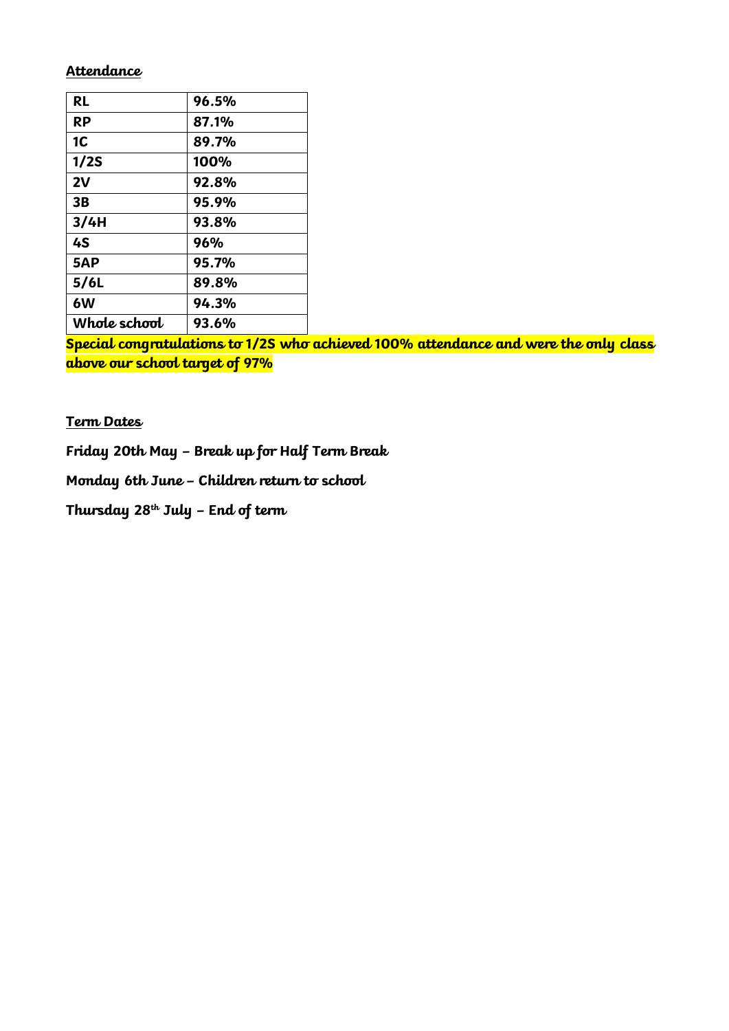## Attendance

| | |
|---|---|
| RL | 96.5% |
| RP | 87.1% |
| 1C | 89.7% |
| 1/2S | 100% |
| 2V | 92.8% |
| 3B | 95.9% |
| 3/4H | 93.8% |
| 4S | 96% |
| 5AP | 95.7% |
| 5/6L | 89.8% |
| 6W | 94.3% |
| Whole school | 93.6% |

**Special congratulations to 1/2S who achieved 100% attendance and were the only class above our school target of 97%**

## Term Dates

**Friday 20th May – Break up for Half Term Break**

**Monday 6th June – Children return to school**

**Thursday 28th July – End of term**